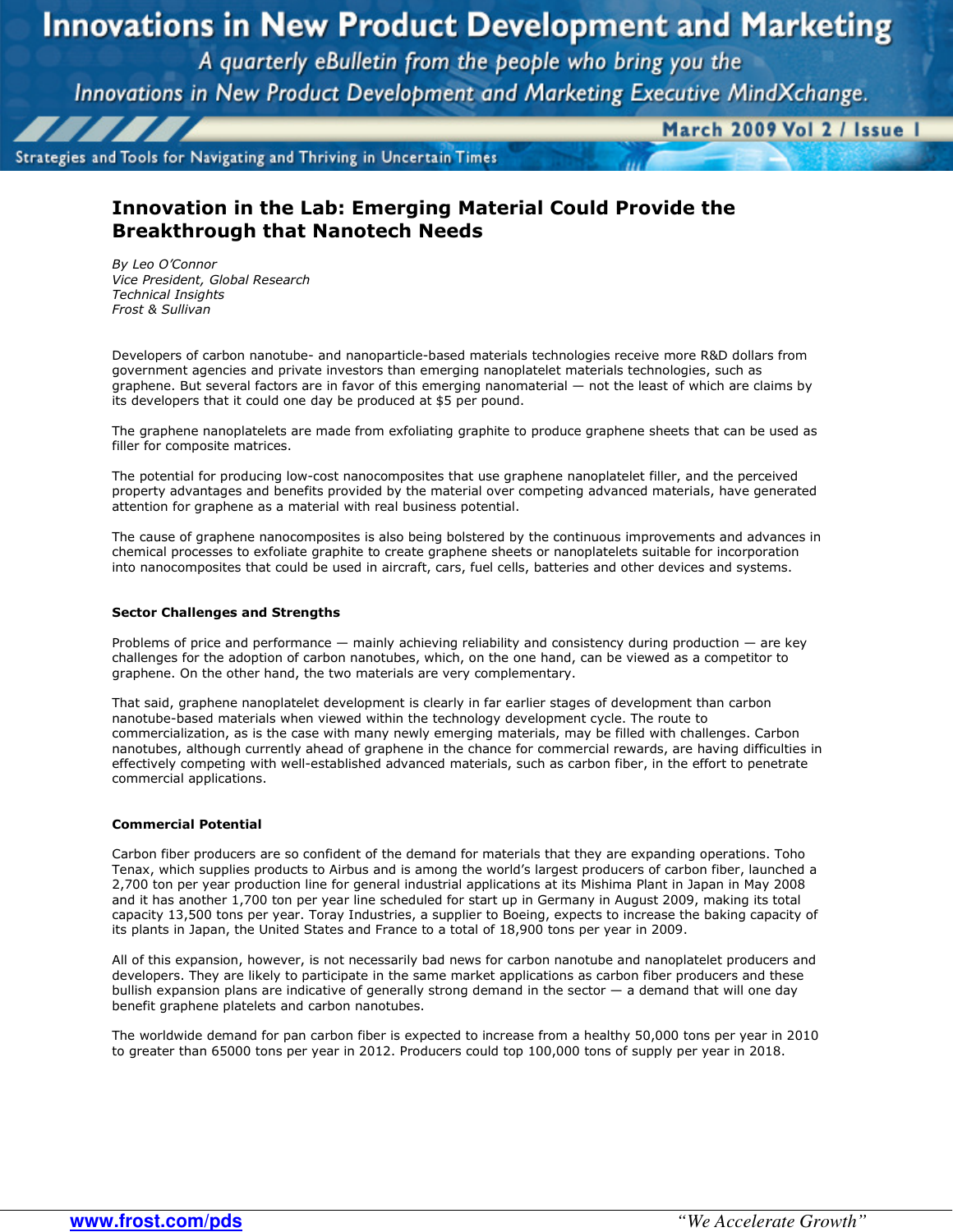# Innovation in the Lab: Emerging Material Could Provide the Breakthrough that Nanotech Needs

*By Leo O'Connor*
*Vice President, Global Research*
*Technical Insights*
*Frost & Sullivan*

Developers of carbon nanotube- and nanoparticle-based materials technologies receive more R&D dollars from government agencies and private investors than emerging nanoplatelet materials technologies, such as graphene. But several factors are in favor of this emerging nanomaterial — not the least of which are claims by its developers that it could one day be produced at $5 per pound.

The graphene nanoplatelets are made from exfoliating graphite to produce graphene sheets that can be used as filler for composite matrices.

The potential for producing low-cost nanocomposites that use graphene nanoplatelet filler, and the perceived property advantages and benefits provided by the material over competing advanced materials, have generated attention for graphene as a material with real business potential.

The cause of graphene nanocomposites is also being bolstered by the continuous improvements and advances in chemical processes to exfoliate graphite to create graphene sheets or nanoplatelets suitable for incorporation into nanocomposites that could be used in aircraft, cars, fuel cells, batteries and other devices and systems.

### Sector Challenges and Strengths

Problems of price and performance — mainly achieving reliability and consistency during production — are key challenges for the adoption of carbon nanotubes, which, on the one hand, can be viewed as a competitor to graphene. On the other hand, the two materials are very complementary.

That said, graphene nanoplatelet development is clearly in far earlier stages of development than carbon nanotube-based materials when viewed within the technology development cycle. The route to commercialization, as is the case with many newly emerging materials, may be filled with challenges. Carbon nanotubes, although currently ahead of graphene in the chance for commercial rewards, are having difficulties in effectively competing with well-established advanced materials, such as carbon fiber, in the effort to penetrate commercial applications.

### Commercial Potential

Carbon fiber producers are so confident of the demand for materials that they are expanding operations. Toho Tenax, which supplies products to Airbus and is among the world's largest producers of carbon fiber, launched a 2,700 ton per year production line for general industrial applications at its Mishima Plant in Japan in May 2008 and it has another 1,700 ton per year line scheduled for start up in Germany in August 2009, making its total capacity 13,500 tons per year. Toray Industries, a supplier to Boeing, expects to increase the baking capacity of its plants in Japan, the United States and France to a total of 18,900 tons per year in 2009.

All of this expansion, however, is not necessarily bad news for carbon nanotube and nanoplatelet producers and developers. They are likely to participate in the same market applications as carbon fiber producers and these bullish expansion plans are indicative of generally strong demand in the sector — a demand that will one day benefit graphene platelets and carbon nanotubes.

The worldwide demand for pan carbon fiber is expected to increase from a healthy 50,000 tons per year in 2010 to greater than 65000 tons per year in 2012. Producers could top 100,000 tons of supply per year in 2018.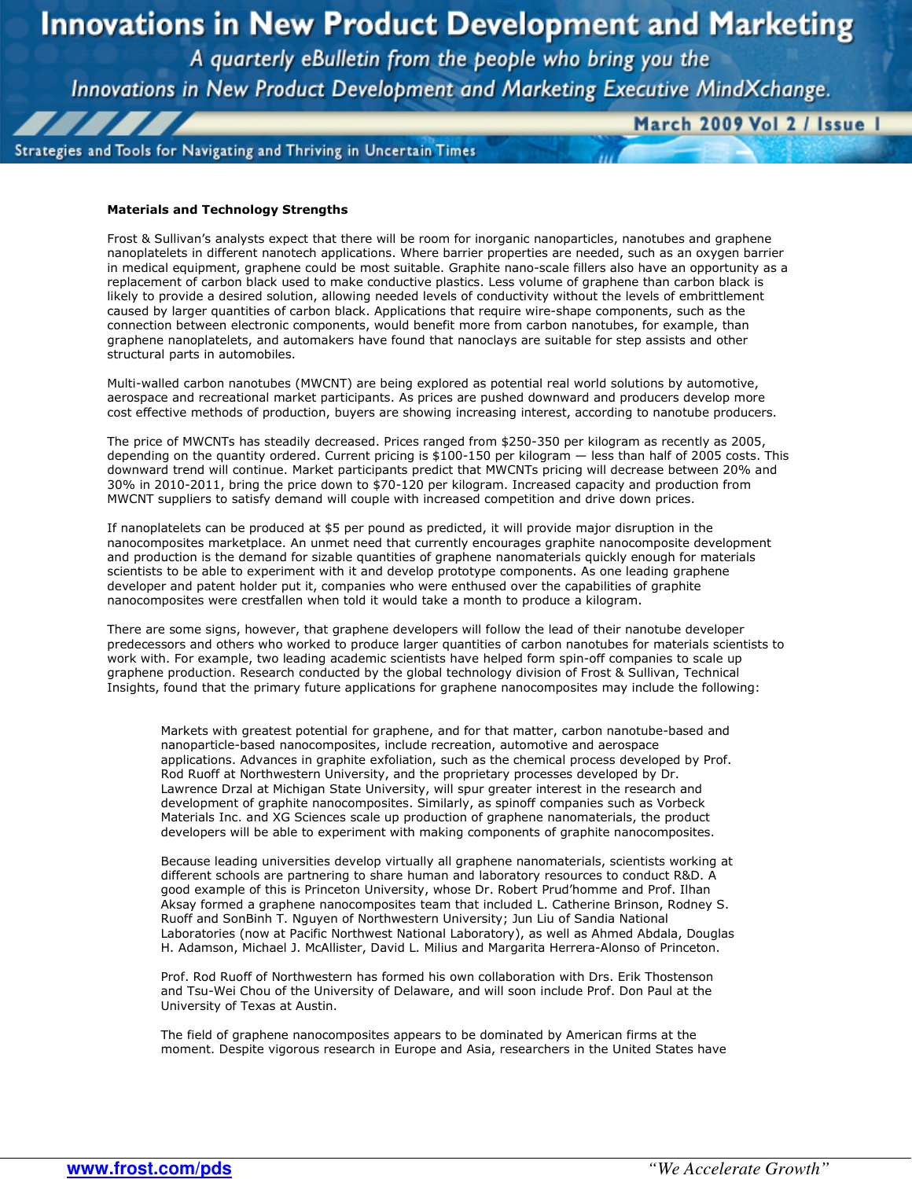**Materials and Technology Strengths**

Frost & Sullivan's analysts expect that there will be room for inorganic nanoparticles, nanotubes and graphene nanoplatelets in different nanotech applications. Where barrier properties are needed, such as an oxygen barrier in medical equipment, graphene could be most suitable. Graphite nano-scale fillers also have an opportunity as a replacement of carbon black used to make conductive plastics. Less volume of graphene than carbon black is likely to provide a desired solution, allowing needed levels of conductivity without the levels of embrittlement caused by larger quantities of carbon black. Applications that require wire-shape components, such as the connection between electronic components, would benefit more from carbon nanotubes, for example, than graphene nanoplatelets, and automakers have found that nanoclays are suitable for step assists and other structural parts in automobiles.

Multi-walled carbon nanotubes (MWCNT) are being explored as potential real world solutions by automotive, aerospace and recreational market participants. As prices are pushed downward and producers develop more cost effective methods of production, buyers are showing increasing interest, according to nanotube producers.

The price of MWCNTs has steadily decreased. Prices ranged from $250-350 per kilogram as recently as 2005, depending on the quantity ordered. Current pricing is $100-150 per kilogram — less than half of 2005 costs. This downward trend will continue. Market participants predict that MWCNTs pricing will decrease between 20% and 30% in 2010-2011, bring the price down to $70-120 per kilogram. Increased capacity and production from MWCNT suppliers to satisfy demand will couple with increased competition and drive down prices.

If nanoplatelets can be produced at $5 per pound as predicted, it will provide major disruption in the nanocomposites marketplace. An unmet need that currently encourages graphite nanocomposite development and production is the demand for sizable quantities of graphene nanomaterials quickly enough for materials scientists to be able to experiment with it and develop prototype components. As one leading graphene developer and patent holder put it, companies who were enthused over the capabilities of graphite nanocomposites were crestfallen when told it would take a month to produce a kilogram.

There are some signs, however, that graphene developers will follow the lead of their nanotube developer predecessors and others who worked to produce larger quantities of carbon nanotubes for materials scientists to work with. For example, two leading academic scientists have helped form spin-off companies to scale up graphene production. Research conducted by the global technology division of Frost & Sullivan, Technical Insights, found that the primary future applications for graphene nanocomposites may include the following:

> Markets with greatest potential for graphene, and for that matter, carbon nanotube-based and nanoparticle-based nanocomposites, include recreation, automotive and aerospace applications. Advances in graphite exfoliation, such as the chemical process developed by Prof. Rod Ruoff at Northwestern University, and the proprietary processes developed by Dr. Lawrence Drzal at Michigan State University, will spur greater interest in the research and development of graphite nanocomposites. Similarly, as spinoff companies such as Vorbeck Materials Inc. and XG Sciences scale up production of graphene nanomaterials, the product developers will be able to experiment with making components of graphite nanocomposites.
>
> Because leading universities develop virtually all graphene nanomaterials, scientists working at different schools are partnering to share human and laboratory resources to conduct R&D. A good example of this is Princeton University, whose Dr. Robert Prud'homme and Prof. Ilhan Aksay formed a graphene nanocomposites team that included L. Catherine Brinson, Rodney S. Ruoff and SonBinh T. Nguyen of Northwestern University; Jun Liu of Sandia National Laboratories (now at Pacific Northwest National Laboratory), as well as Ahmed Abdala, Douglas H. Adamson, Michael J. McAllister, David L. Milius and Margarita Herrera-Alonso of Princeton.
>
> Prof. Rod Ruoff of Northwestern has formed his own collaboration with Drs. Erik Thostenson and Tsu-Wei Chou of the University of Delaware, and will soon include Prof. Don Paul at the University of Texas at Austin.
>
> The field of graphene nanocomposites appears to be dominated by American firms at the moment. Despite vigorous research in Europe and Asia, researchers in the United States have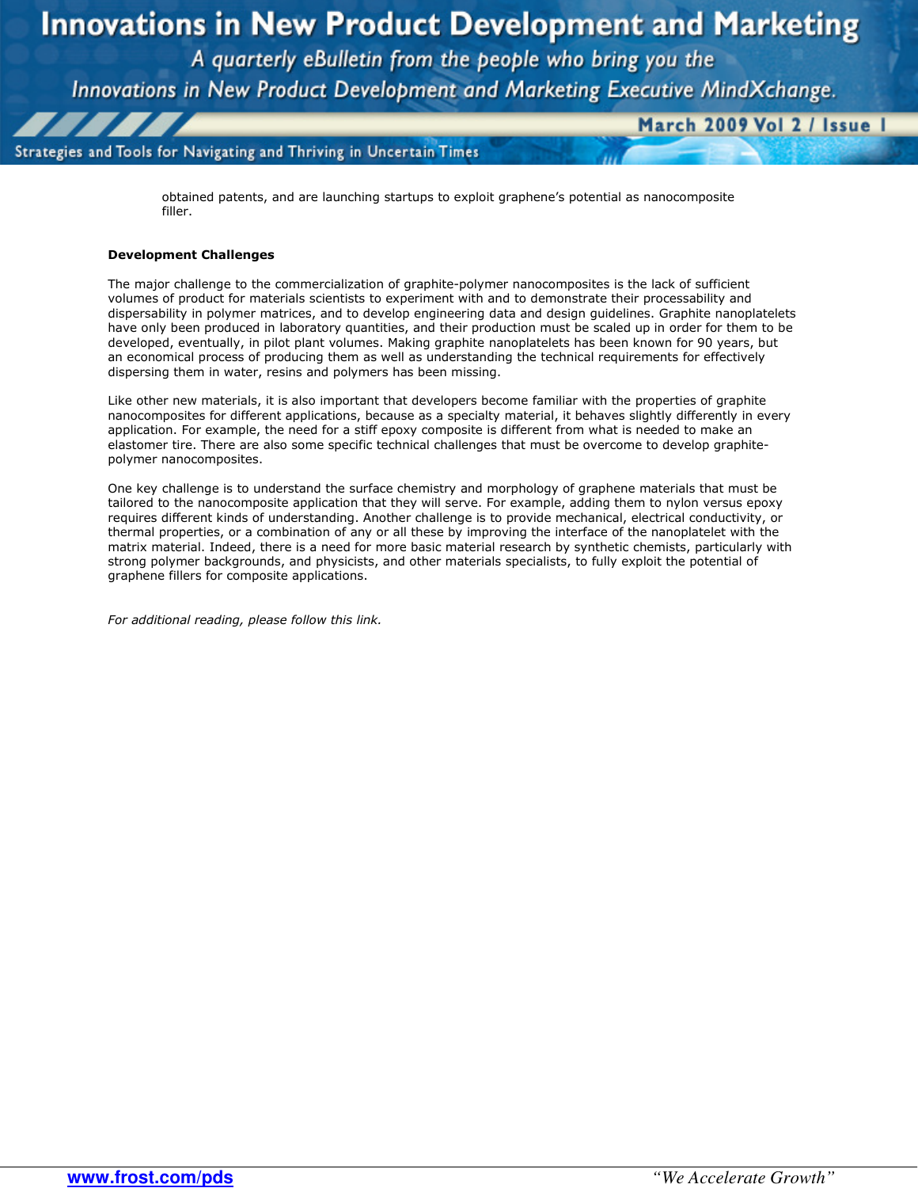obtained patents, and are launching startups to exploit graphene's potential as nanocomposite filler.

**Development Challenges**

The major challenge to the commercialization of graphite-polymer nanocomposites is the lack of sufficient volumes of product for materials scientists to experiment with and to demonstrate their processability and dispersability in polymer matrices, and to develop engineering data and design guidelines. Graphite nanoplatelets have only been produced in laboratory quantities, and their production must be scaled up in order for them to be developed, eventually, in pilot plant volumes. Making graphite nanoplatelets has been known for 90 years, but an economical process of producing them as well as understanding the technical requirements for effectively dispersing them in water, resins and polymers has been missing.

Like other new materials, it is also important that developers become familiar with the properties of graphite nanocomposites for different applications, because as a specialty material, it behaves slightly differently in every application. For example, the need for a stiff epoxy composite is different from what is needed to make an elastomer tire. There are also some specific technical challenges that must be overcome to develop graphite-polymer nanocomposites.

One key challenge is to understand the surface chemistry and morphology of graphene materials that must be tailored to the nanocomposite application that they will serve. For example, adding them to nylon versus epoxy requires different kinds of understanding. Another challenge is to provide mechanical, electrical conductivity, or thermal properties, or a combination of any or all these by improving the interface of the nanoplatelet with the matrix material. Indeed, there is a need for more basic material research by synthetic chemists, particularly with strong polymer backgrounds, and physicists, and other materials specialists, to fully exploit the potential of graphene fillers for composite applications.

*For additional reading, please follow this link.*